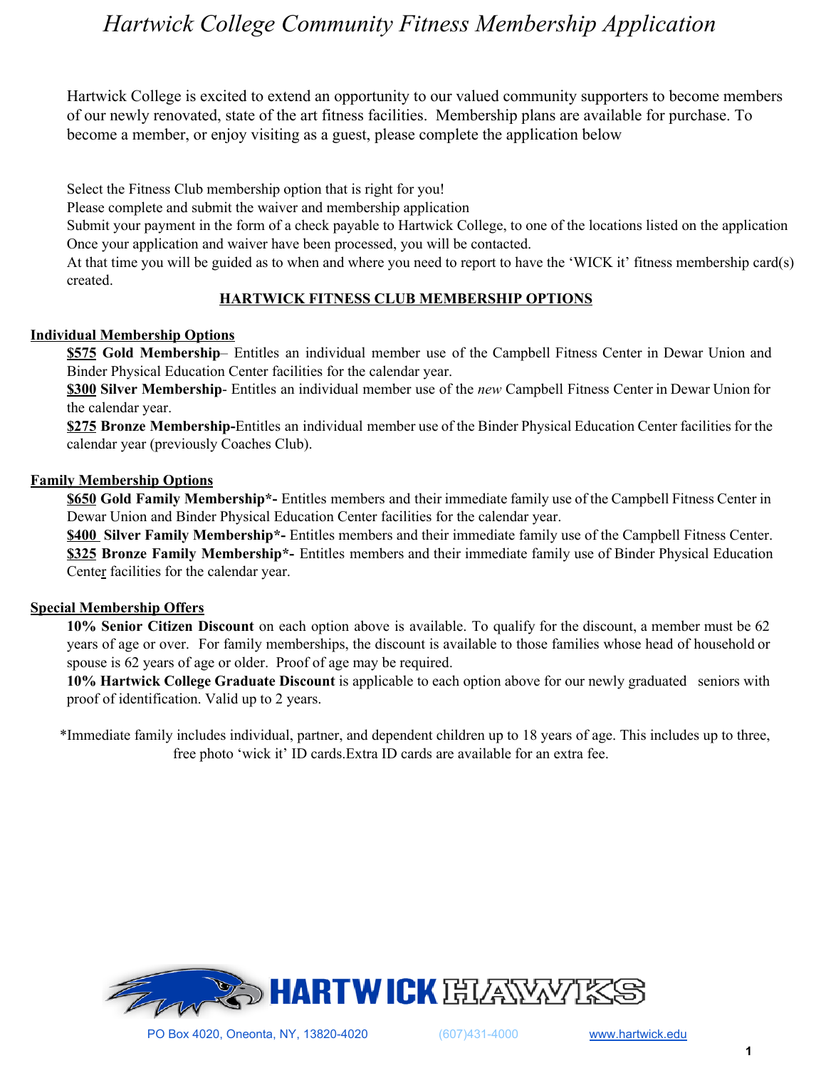# *Hartwick College Community Fitness Membership Application*

Hartwick College is excited to extend an opportunity to our valued community supporters to become members of our newly renovated, state of the art fitness facilities. Membership plans are available for purchase. To become a member, or enjoy visiting as a guest, please complete the application below

Select the Fitness Club membership option that is right for you!
Please complete and submit the waiver and membership application
Submit your payment in the form of a check payable to Hartwick College, to one of the locations listed on the application
Once your application and waiver have been processed, you will be contacted.
At that time you will be guided as to when and where you need to report to have the 'WICK it' fitness membership card(s) created.

## HARTWICK FITNESS CLUB MEMBERSHIP OPTIONS

### Individual Membership Options

**$575 Gold Membership**– Entitles an individual member use of the Campbell Fitness Center in Dewar Union and Binder Physical Education Center facilities for the calendar year.

**$300 Silver Membership**- Entitles an individual member use of the *new* Campbell Fitness Center in Dewar Union for the calendar year.

**$275 Bronze Membership-**Entitles an individual member use of the Binder Physical Education Center facilities for the calendar year (previously Coaches Club).

### Family Membership Options

**$650 Gold Family Membership\*-** Entitles members and their immediate family use of the Campbell Fitness Center in Dewar Union and Binder Physical Education Center facilities for the calendar year.

**$400 Silver Family Membership\*-** Entitles members and their immediate family use of the Campbell Fitness Center.

**$325 Bronze Family Membership\*-** Entitles members and their immediate family use of Binder Physical Education Center facilities for the calendar year.

### Special Membership Offers

**10% Senior Citizen Discount** on each option above is available. To qualify for the discount, a member must be 62 years of age or over. For family memberships, the discount is available to those families whose head of household or spouse is 62 years of age or older. Proof of age may be required.

**10% Hartwick College Graduate Discount** is applicable to each option above for our newly graduated seniors with proof of identification. Valid up to 2 years.

*Immediate family includes individual, partner, and dependent children up to 18 years of age. This includes up to three, free photo 'wick it' ID cards.Extra ID cards are available for an extra fee.

HARTWICK HAWKS

PO Box 4020, Oneonta, NY, 13820-4020 (607)431-4000 www.hartwick.edu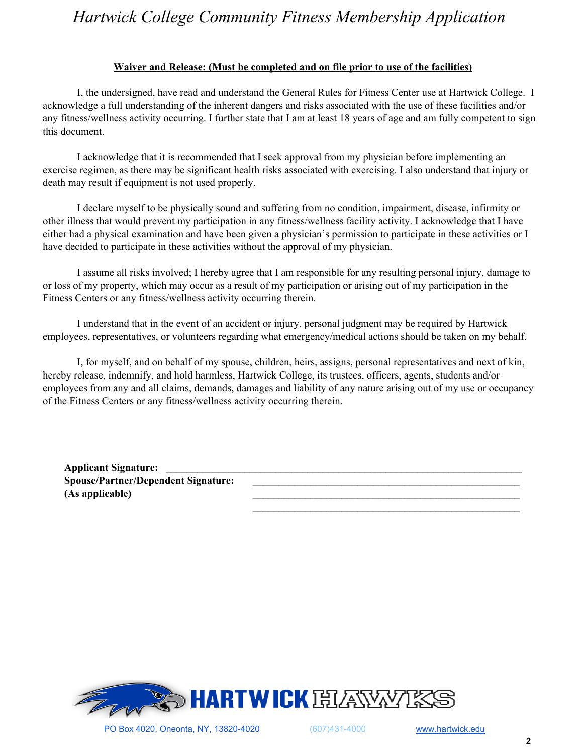## **Waiver and Release: (Must be completed and on file prior to use of the facilities)**

I, the undersigned, have read and understand the General Rules for Fitness Center use at Hartwick College. I acknowledge a full understanding of the inherent dangers and risks associated with the use of these facilities and/or any fitness/wellness activity occurring. I further state that I am at least 18 years of age and am fully competent to sign this document.

I acknowledge that it is recommended that I seek approval from my physician before implementing an exercise regimen, as there may be significant health risks associated with exercising. I also understand that injury or death may result if equipment is not used properly.

I declare myself to be physically sound and suffering from no condition, impairment, disease, infirmity or other illness that would prevent my participation in any fitness/wellness facility activity. I acknowledge that I have either had a physical examination and have been given a physician's permission to participate in these activities or I have decided to participate in these activities without the approval of my physician.

I assume all risks involved; I hereby agree that I am responsible for any resulting personal injury, damage to or loss of my property, which may occur as a result of my participation or arising out of my participation in the Fitness Centers or any fitness/wellness activity occurring therein.

I understand that in the event of an accident or injury, personal judgment may be required by Hartwick employees, representatives, or volunteers regarding what emergency/medical actions should be taken on my behalf.

I, for myself, and on behalf of my spouse, children, heirs, assigns, personal representatives and next of kin, hereby release, indemnify, and hold harmless, Hartwick College, its trustees, officers, agents, students and/or employees from any and all claims, demands, damages and liability of any nature arising out of my use or occupancy of the Fitness Centers or any fitness/wellness activity occurring therein.

**Applicant Signature:** ______________________________________________

**Spouse/Partner/Dependent Signature:** ______________________________________________

**(As applicable)** ______________________________________________

______________________________________________

HARTWICK HAWKS

PO Box 4020, Oneonta, NY, 13820-4020 (607)431-4000 www.hartwick.edu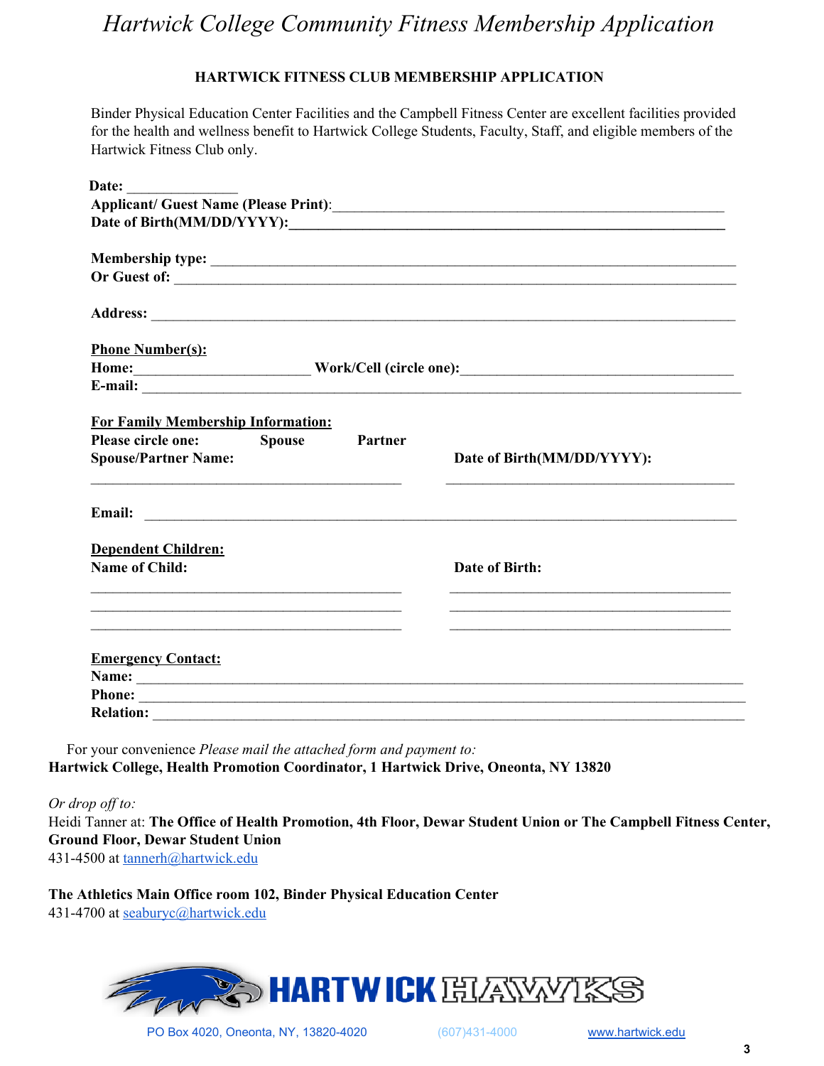*Hartwick College Community Fitness Membership Application*

## HARTWICK FITNESS CLUB MEMBERSHIP APPLICATION

Binder Physical Education Center Facilities and the Campbell Fitness Center are excellent facilities provided for the health and wellness benefit to Hartwick College Students, Faculty, Staff, and eligible members of the Hartwick Fitness Club only.

**Date:** _______________

**Applicant/ Guest Name (Please Print)**: ____________________________________________________

**Date of Birth(MM/DD/YYYY):** ____________________________________________________

**Membership type:** ____________________________________________________

**Or Guest of:** ____________________________________________________

**Address:** ____________________________________________________

**Phone Number(s):**

**Home:** ______________________ **Work/Cell (circle one):** ____________________________

**E-mail:** ____________________________________________________

**For Family Membership Information:**

**Please circle one:** **Spouse** **Partner**

**Spouse/Partner Name:** ________________________________ **Date of Birth(MM/DD/YYYY):** ________________________________

**Email:** ____________________________________________________

**Dependent Children:**

| Name of Child: | Date of Birth: |
| --- | --- |
| ________________________________ | ________________________________ |
| ________________________________ | ________________________________ |
| ________________________________ | ________________________________ |

**Emergency Contact:**

**Name:** ____________________________________________________

**Phone:** ____________________________________________________

**Relation:** ____________________________________________________

For your convenience *Please mail the attached form and payment to:*

**Hartwick College, Health Promotion Coordinator, 1 Hartwick Drive, Oneonta, NY 13820**

*Or drop off to:*

Heidi Tanner at: **The Office of Health Promotion, 4th Floor, Dewar Student Union or The Campbell Fitness Center, Ground Floor, Dewar Student Union**

431-4500 at tannerh@hartwick.edu

**The Athletics Main Office room 102, Binder Physical Education Center**

431-4700 at seaburyc@hartwick.edu

HARTWICK HAWKS

PO Box 4020, Oneonta, NY, 13820-4020 (607)431-4000 www.hartwick.edu